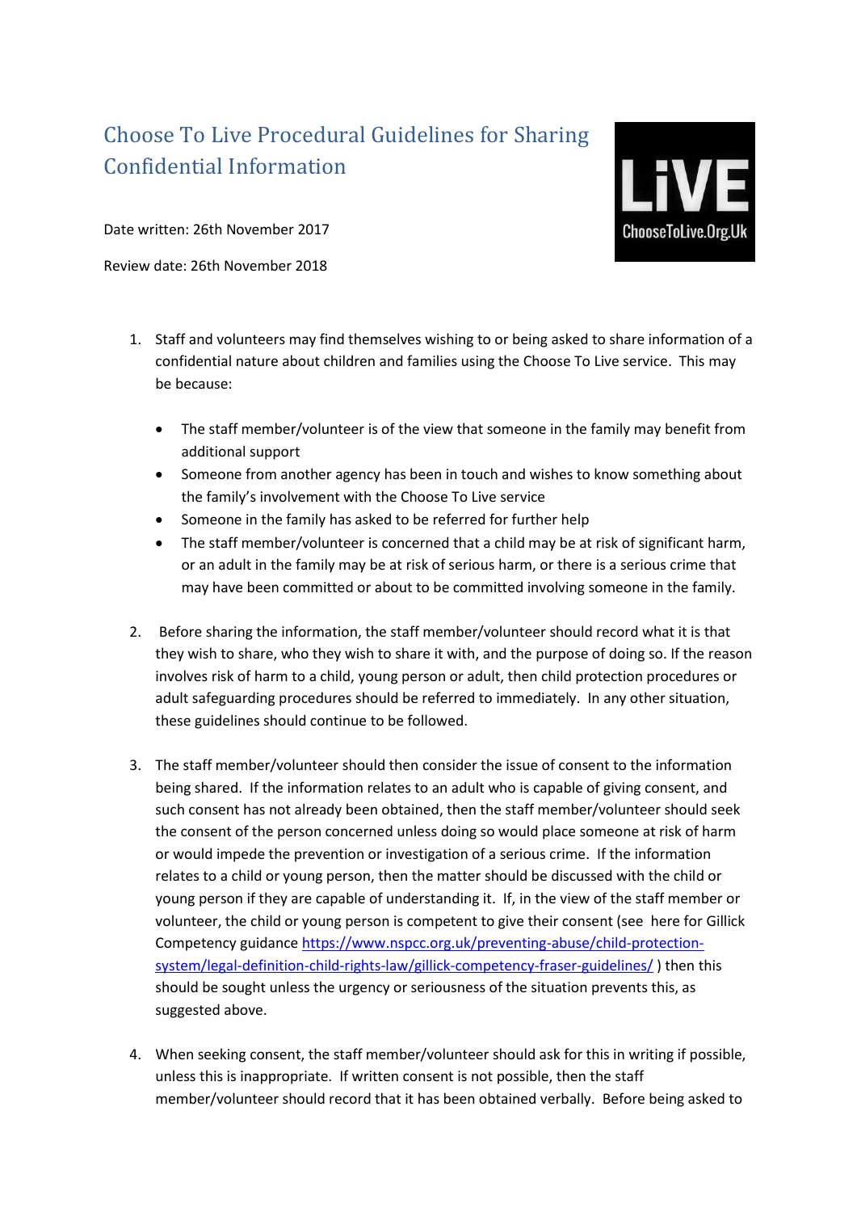# Choose To Live Procedural Guidelines for Sharing Confidential Information

Date written: 26th November 2017

Review date: 26th November 2018

1. Staff and volunteers may find themselves wishing to or being asked to share information of a confidential nature about children and families using the Choose To Live service. This may be because:

   - The staff member/volunteer is of the view that someone in the family may benefit from additional support
   - Someone from another agency has been in touch and wishes to know something about the family's involvement with the Choose To Live service
   - Someone in the family has asked to be referred for further help
   - The staff member/volunteer is concerned that a child may be at risk of significant harm, or an adult in the family may be at risk of serious harm, or there is a serious crime that may have been committed or about to be committed involving someone in the family.

2. Before sharing the information, the staff member/volunteer should record what it is that they wish to share, who they wish to share it with, and the purpose of doing so. If the reason involves risk of harm to a child, young person or adult, then child protection procedures or adult safeguarding procedures should be referred to immediately. In any other situation, these guidelines should continue to be followed.

3. The staff member/volunteer should then consider the issue of consent to the information being shared. If the information relates to an adult who is capable of giving consent, and such consent has not already been obtained, then the staff member/volunteer should seek the consent of the person concerned unless doing so would place someone at risk of harm or would impede the prevention or investigation of a serious crime. If the information relates to a child or young person, then the matter should be discussed with the child or young person if they are capable of understanding it. If, in the view of the staff member or volunteer, the child or young person is competent to give their consent (see here for Gillick Competency guidance [https://www.nspcc.org.uk/preventing-abuse/child-protection-system/legal-definition-child-rights-law/gillick-competency-fraser-guidelines/](https://www.nspcc.org.uk/preventing-abuse/child-protection-system/legal-definition-child-rights-law/gillick-competency-fraser-guidelines/) ) then this should be sought unless the urgency or seriousness of the situation prevents this, as suggested above.

4. When seeking consent, the staff member/volunteer should ask for this in writing if possible, unless this is inappropriate. If written consent is not possible, then the staff member/volunteer should record that it has been obtained verbally. Before being asked to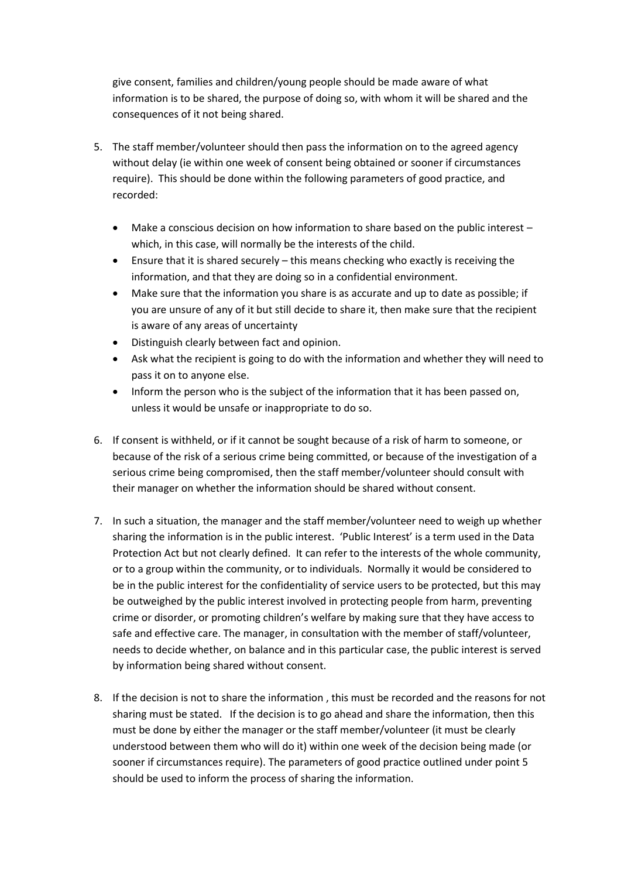give consent, families and children/young people should be made aware of what information is to be shared, the purpose of doing so, with whom it will be shared and the consequences of it not being shared.

5. The staff member/volunteer should then pass the information on to the agreed agency without delay (ie within one week of consent being obtained or sooner if circumstances require). This should be done within the following parameters of good practice, and recorded:

   - Make a conscious decision on how information to share based on the public interest – which, in this case, will normally be the interests of the child.
   - Ensure that it is shared securely – this means checking who exactly is receiving the information, and that they are doing so in a confidential environment.
   - Make sure that the information you share is as accurate and up to date as possible; if you are unsure of any of it but still decide to share it, then make sure that the recipient is aware of any areas of uncertainty
   - Distinguish clearly between fact and opinion.
   - Ask what the recipient is going to do with the information and whether they will need to pass it on to anyone else.
   - Inform the person who is the subject of the information that it has been passed on, unless it would be unsafe or inappropriate to do so.

6. If consent is withheld, or if it cannot be sought because of a risk of harm to someone, or because of the risk of a serious crime being committed, or because of the investigation of a serious crime being compromised, then the staff member/volunteer should consult with their manager on whether the information should be shared without consent.

7. In such a situation, the manager and the staff member/volunteer need to weigh up whether sharing the information is in the public interest. 'Public Interest' is a term used in the Data Protection Act but not clearly defined. It can refer to the interests of the whole community, or to a group within the community, or to individuals. Normally it would be considered to be in the public interest for the confidentiality of service users to be protected, but this may be outweighed by the public interest involved in protecting people from harm, preventing crime or disorder, or promoting children's welfare by making sure that they have access to safe and effective care. The manager, in consultation with the member of staff/volunteer, needs to decide whether, on balance and in this particular case, the public interest is served by information being shared without consent.

8. If the decision is not to share the information , this must be recorded and the reasons for not sharing must be stated. If the decision is to go ahead and share the information, then this must be done by either the manager or the staff member/volunteer (it must be clearly understood between them who will do it) within one week of the decision being made (or sooner if circumstances require). The parameters of good practice outlined under point 5 should be used to inform the process of sharing the information.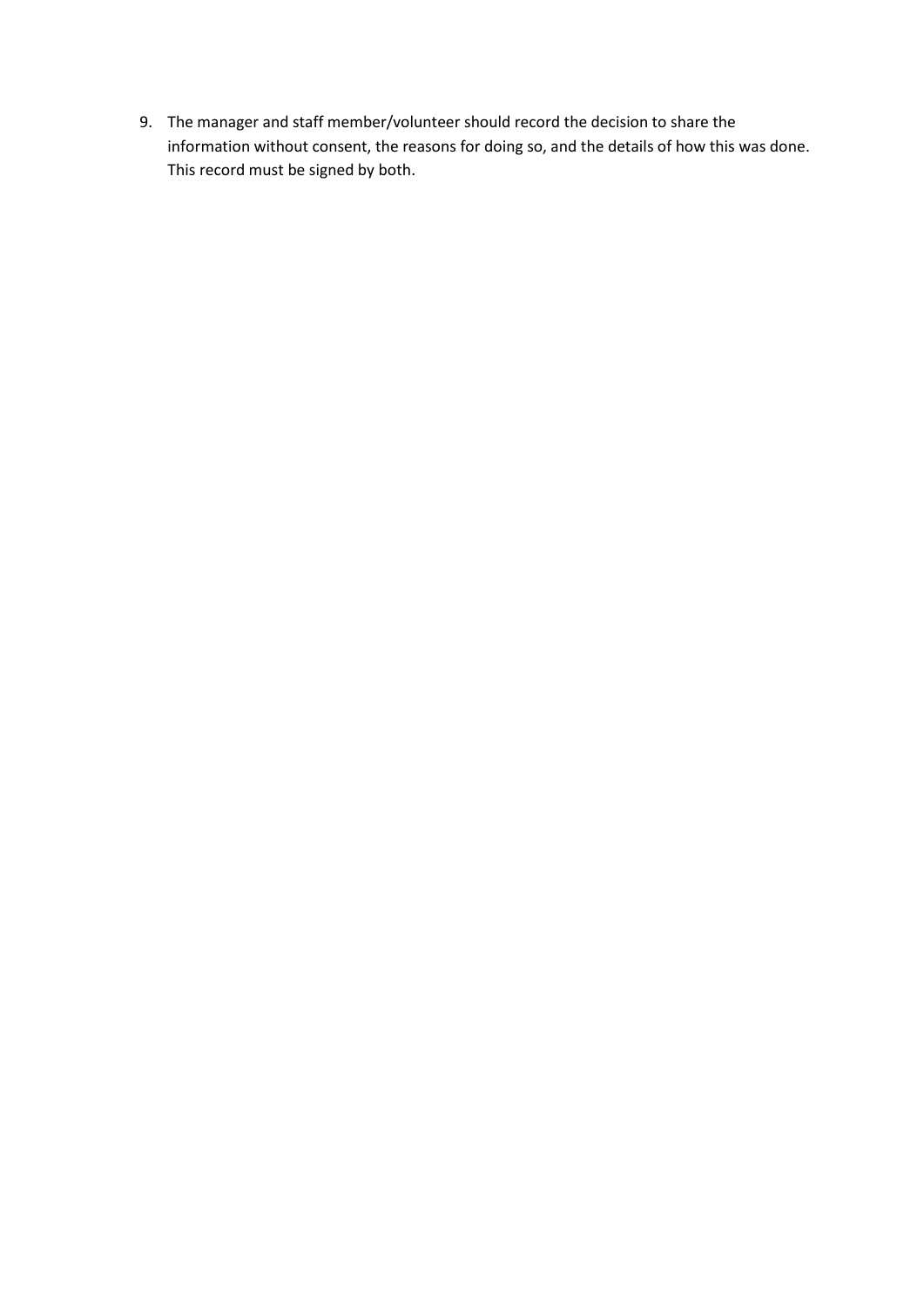9. The manager and staff member/volunteer should record the decision to share the information without consent, the reasons for doing so, and the details of how this was done. This record must be signed by both.